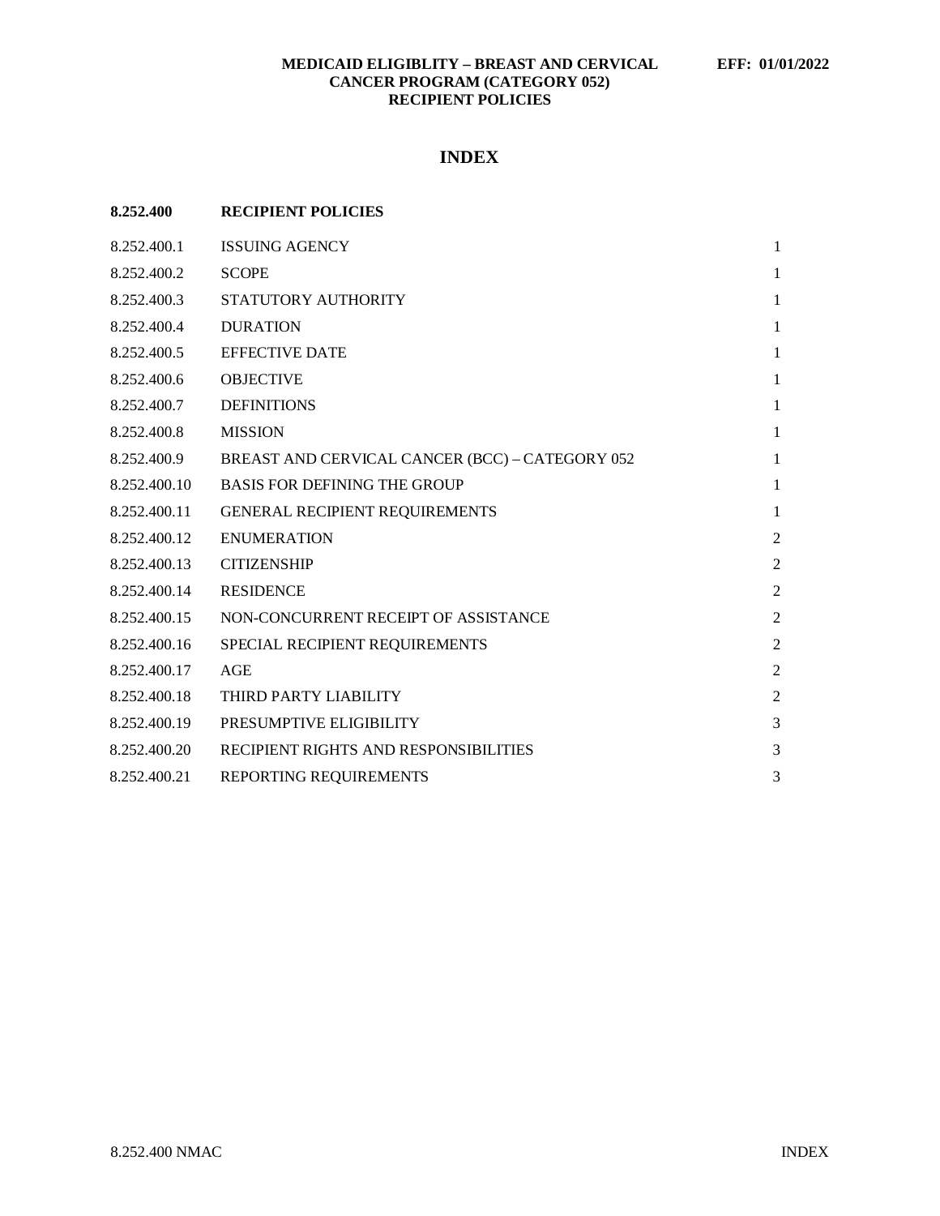**MEDICAID ELIGIBLITY – BREAST AND CERVICAL CANCER PROGRAM (CATEGORY 052) RECIPIENT POLICIES**

**EFF: 01/01/2022**

# INDEX

| **8.252.400** | **RECIPIENT POLICIES** | |
|---|---|---|
| 8.252.400.1 | ISSUING AGENCY | 1 |
| 8.252.400.2 | SCOPE | 1 |
| 8.252.400.3 | STATUTORY AUTHORITY | 1 |
| 8.252.400.4 | DURATION | 1 |
| 8.252.400.5 | EFFECTIVE DATE | 1 |
| 8.252.400.6 | OBJECTIVE | 1 |
| 8.252.400.7 | DEFINITIONS | 1 |
| 8.252.400.8 | MISSION | 1 |
| 8.252.400.9 | BREAST AND CERVICAL CANCER (BCC) – CATEGORY 052 | 1 |
| 8.252.400.10 | BASIS FOR DEFINING THE GROUP | 1 |
| 8.252.400.11 | GENERAL RECIPIENT REQUIREMENTS | 1 |
| 8.252.400.12 | ENUMERATION | 2 |
| 8.252.400.13 | CITIZENSHIP | 2 |
| 8.252.400.14 | RESIDENCE | 2 |
| 8.252.400.15 | NON-CONCURRENT RECEIPT OF ASSISTANCE | 2 |
| 8.252.400.16 | SPECIAL RECIPIENT REQUIREMENTS | 2 |
| 8.252.400.17 | AGE | 2 |
| 8.252.400.18 | THIRD PARTY LIABILITY | 2 |
| 8.252.400.19 | PRESUMPTIVE ELIGIBILITY | 3 |
| 8.252.400.20 | RECIPIENT RIGHTS AND RESPONSIBILITIES | 3 |
| 8.252.400.21 | REPORTING REQUIREMENTS | 3 |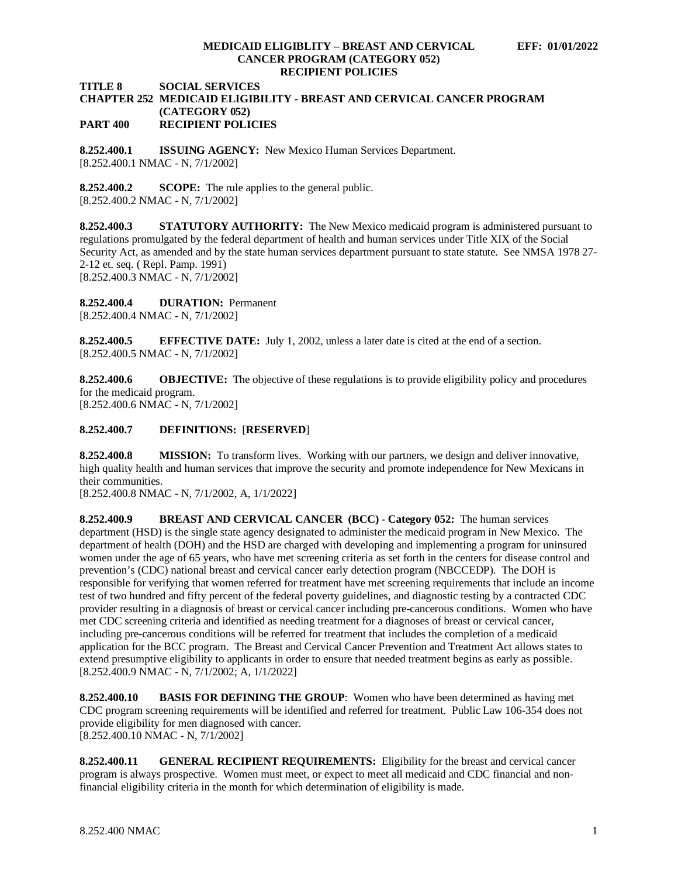**TITLE 8 SOCIAL SERVICES**
**CHAPTER 252 MEDICAID ELIGIBILITY - BREAST AND CERVICAL CANCER PROGRAM (CATEGORY 052)**
**PART 400 RECIPIENT POLICIES**

**8.252.400.1 ISSUING AGENCY:** New Mexico Human Services Department.
[8.252.400.1 NMAC - N, 7/1/2002]

**8.252.400.2 SCOPE:** The rule applies to the general public.
[8.252.400.2 NMAC - N, 7/1/2002]

**8.252.400.3 STATUTORY AUTHORITY:** The New Mexico medicaid program is administered pursuant to regulations promulgated by the federal department of health and human services under Title XIX of the Social Security Act, as amended and by the state human services department pursuant to state statute. See NMSA 1978 27-2-12 et. seq. ( Repl. Pamp. 1991)
[8.252.400.3 NMAC - N, 7/1/2002]

**8.252.400.4 DURATION:** Permanent
[8.252.400.4 NMAC - N, 7/1/2002]

**8.252.400.5 EFFECTIVE DATE:** July 1, 2002, unless a later date is cited at the end of a section.
[8.252.400.5 NMAC - N, 7/1/2002]

**8.252.400.6 OBJECTIVE:** The objective of these regulations is to provide eligibility policy and procedures for the medicaid program.
[8.252.400.6 NMAC - N, 7/1/2002]

**8.252.400.7 DEFINITIONS:** [**RESERVED**]

**8.252.400.8 MISSION:** To transform lives. Working with our partners, we design and deliver innovative, high quality health and human services that improve the security and promote independence for New Mexicans in their communities.
[8.252.400.8 NMAC - N, 7/1/2002, A, 1/1/2022]

**8.252.400.9 BREAST AND CERVICAL CANCER (BCC) - Category 052:** The human services department (HSD) is the single state agency designated to administer the medicaid program in New Mexico. The department of health (DOH) and the HSD are charged with developing and implementing a program for uninsured women under the age of 65 years, who have met screening criteria as set forth in the centers for disease control and prevention's (CDC) national breast and cervical cancer early detection program (NBCCEDP). The DOH is responsible for verifying that women referred for treatment have met screening requirements that include an income test of two hundred and fifty percent of the federal poverty guidelines, and diagnostic testing by a contracted CDC provider resulting in a diagnosis of breast or cervical cancer including pre-cancerous conditions. Women who have met CDC screening criteria and identified as needing treatment for a diagnoses of breast or cervical cancer, including pre-cancerous conditions will be referred for treatment that includes the completion of a medicaid application for the BCC program. The Breast and Cervical Cancer Prevention and Treatment Act allows states to extend presumptive eligibility to applicants in order to ensure that needed treatment begins as early as possible.
[8.252.400.9 NMAC - N, 7/1/2002; A, 1/1/2022]

**8.252.400.10 BASIS FOR DEFINING THE GROUP**: Women who have been determined as having met CDC program screening requirements will be identified and referred for treatment. Public Law 106-354 does not provide eligibility for men diagnosed with cancer.
[8.252.400.10 NMAC - N, 7/1/2002]

**8.252.400.11 GENERAL RECIPIENT REQUIREMENTS:** Eligibility for the breast and cervical cancer program is always prospective. Women must meet, or expect to meet all medicaid and CDC financial and non-financial eligibility criteria in the month for which determination of eligibility is made.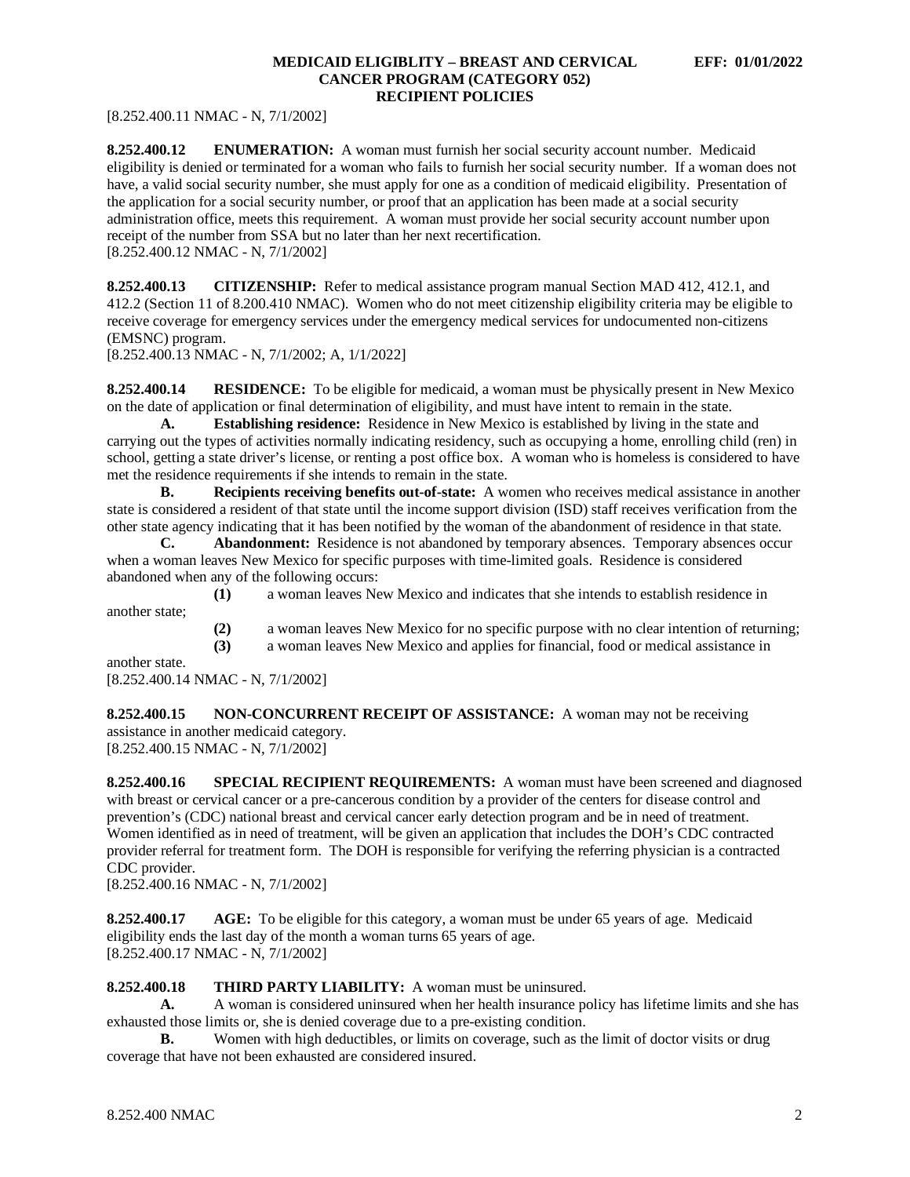[8.252.400.11 NMAC - N, 7/1/2002]

**8.252.400.12 ENUMERATION:** A woman must furnish her social security account number. Medicaid eligibility is denied or terminated for a woman who fails to furnish her social security number. If a woman does not have, a valid social security number, she must apply for one as a condition of medicaid eligibility. Presentation of the application for a social security number, or proof that an application has been made at a social security administration office, meets this requirement. A woman must provide her social security account number upon receipt of the number from SSA but no later than her next recertification.
[8.252.400.12 NMAC - N, 7/1/2002]

**8.252.400.13 CITIZENSHIP:** Refer to medical assistance program manual Section MAD 412, 412.1, and 412.2 (Section 11 of 8.200.410 NMAC). Women who do not meet citizenship eligibility criteria may be eligible to receive coverage for emergency services under the emergency medical services for undocumented non-citizens (EMSNC) program.
[8.252.400.13 NMAC - N, 7/1/2002; A, 1/1/2022]

**8.252.400.14 RESIDENCE:** To be eligible for medicaid, a woman must be physically present in New Mexico on the date of application or final determination of eligibility, and must have intent to remain in the state.

**A. Establishing residence:** Residence in New Mexico is established by living in the state and carrying out the types of activities normally indicating residency, such as occupying a home, enrolling child (ren) in school, getting a state driver's license, or renting a post office box. A woman who is homeless is considered to have met the residence requirements if she intends to remain in the state.

**B. Recipients receiving benefits out-of-state:** A women who receives medical assistance in another state is considered a resident of that state until the income support division (ISD) staff receives verification from the other state agency indicating that it has been notified by the woman of the abandonment of residence in that state.

**C. Abandonment:** Residence is not abandoned by temporary absences. Temporary absences occur when a woman leaves New Mexico for specific purposes with time-limited goals. Residence is considered abandoned when any of the following occurs:

**(1)** a woman leaves New Mexico and indicates that she intends to establish residence in another state;

**(2)** a woman leaves New Mexico for no specific purpose with no clear intention of returning;

**(3)** a woman leaves New Mexico and applies for financial, food or medical assistance in another state.

[8.252.400.14 NMAC - N, 7/1/2002]

**8.252.400.15 NON-CONCURRENT RECEIPT OF ASSISTANCE:** A woman may not be receiving assistance in another medicaid category.
[8.252.400.15 NMAC - N, 7/1/2002]

**8.252.400.16 SPECIAL RECIPIENT REQUIREMENTS:** A woman must have been screened and diagnosed with breast or cervical cancer or a pre-cancerous condition by a provider of the centers for disease control and prevention's (CDC) national breast and cervical cancer early detection program and be in need of treatment. Women identified as in need of treatment, will be given an application that includes the DOH's CDC contracted provider referral for treatment form. The DOH is responsible for verifying the referring physician is a contracted CDC provider.
[8.252.400.16 NMAC - N, 7/1/2002]

**8.252.400.17 AGE:** To be eligible for this category, a woman must be under 65 years of age. Medicaid eligibility ends the last day of the month a woman turns 65 years of age.
[8.252.400.17 NMAC - N, 7/1/2002]

**8.252.400.18 THIRD PARTY LIABILITY:** A woman must be uninsured.

**A.** A woman is considered uninsured when her health insurance policy has lifetime limits and she has exhausted those limits or, she is denied coverage due to a pre-existing condition.

**B.** Women with high deductibles, or limits on coverage, such as the limit of doctor visits or drug coverage that have not been exhausted are considered insured.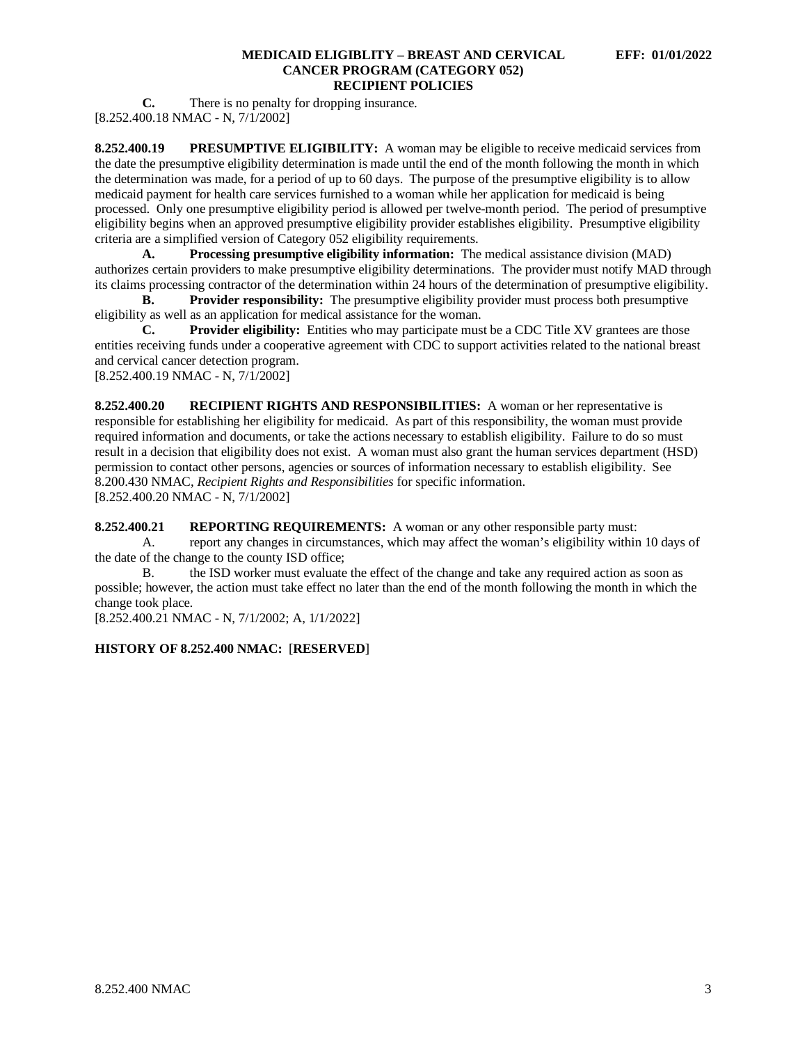**C.** There is no penalty for dropping insurance.
[8.252.400.18 NMAC - N, 7/1/2002]

**8.252.400.19 PRESUMPTIVE ELIGIBILITY:** A woman may be eligible to receive medicaid services from the date the presumptive eligibility determination is made until the end of the month following the month in which the determination was made, for a period of up to 60 days. The purpose of the presumptive eligibility is to allow medicaid payment for health care services furnished to a woman while her application for medicaid is being processed. Only one presumptive eligibility period is allowed per twelve-month period. The period of presumptive eligibility begins when an approved presumptive eligibility provider establishes eligibility. Presumptive eligibility criteria are a simplified version of Category 052 eligibility requirements.

**A. Processing presumptive eligibility information:** The medical assistance division (MAD) authorizes certain providers to make presumptive eligibility determinations. The provider must notify MAD through its claims processing contractor of the determination within 24 hours of the determination of presumptive eligibility.

**B. Provider responsibility:** The presumptive eligibility provider must process both presumptive eligibility as well as an application for medical assistance for the woman.

**C. Provider eligibility:** Entities who may participate must be a CDC Title XV grantees are those entities receiving funds under a cooperative agreement with CDC to support activities related to the national breast and cervical cancer detection program.
[8.252.400.19 NMAC - N, 7/1/2002]

**8.252.400.20 RECIPIENT RIGHTS AND RESPONSIBILITIES:** A woman or her representative is responsible for establishing her eligibility for medicaid. As part of this responsibility, the woman must provide required information and documents, or take the actions necessary to establish eligibility. Failure to do so must result in a decision that eligibility does not exist. A woman must also grant the human services department (HSD) permission to contact other persons, agencies or sources of information necessary to establish eligibility. See 8.200.430 NMAC, *Recipient Rights and Responsibilities* for specific information.
[8.252.400.20 NMAC - N, 7/1/2002]

**8.252.400.21 REPORTING REQUIREMENTS:** A woman or any other responsible party must:

A. report any changes in circumstances, which may affect the woman's eligibility within 10 days of the date of the change to the county ISD office;

B. the ISD worker must evaluate the effect of the change and take any required action as soon as possible; however, the action must take effect no later than the end of the month following the month in which the change took place.
[8.252.400.21 NMAC - N, 7/1/2002; A, 1/1/2022]

**HISTORY OF 8.252.400 NMAC:** [**RESERVED**]